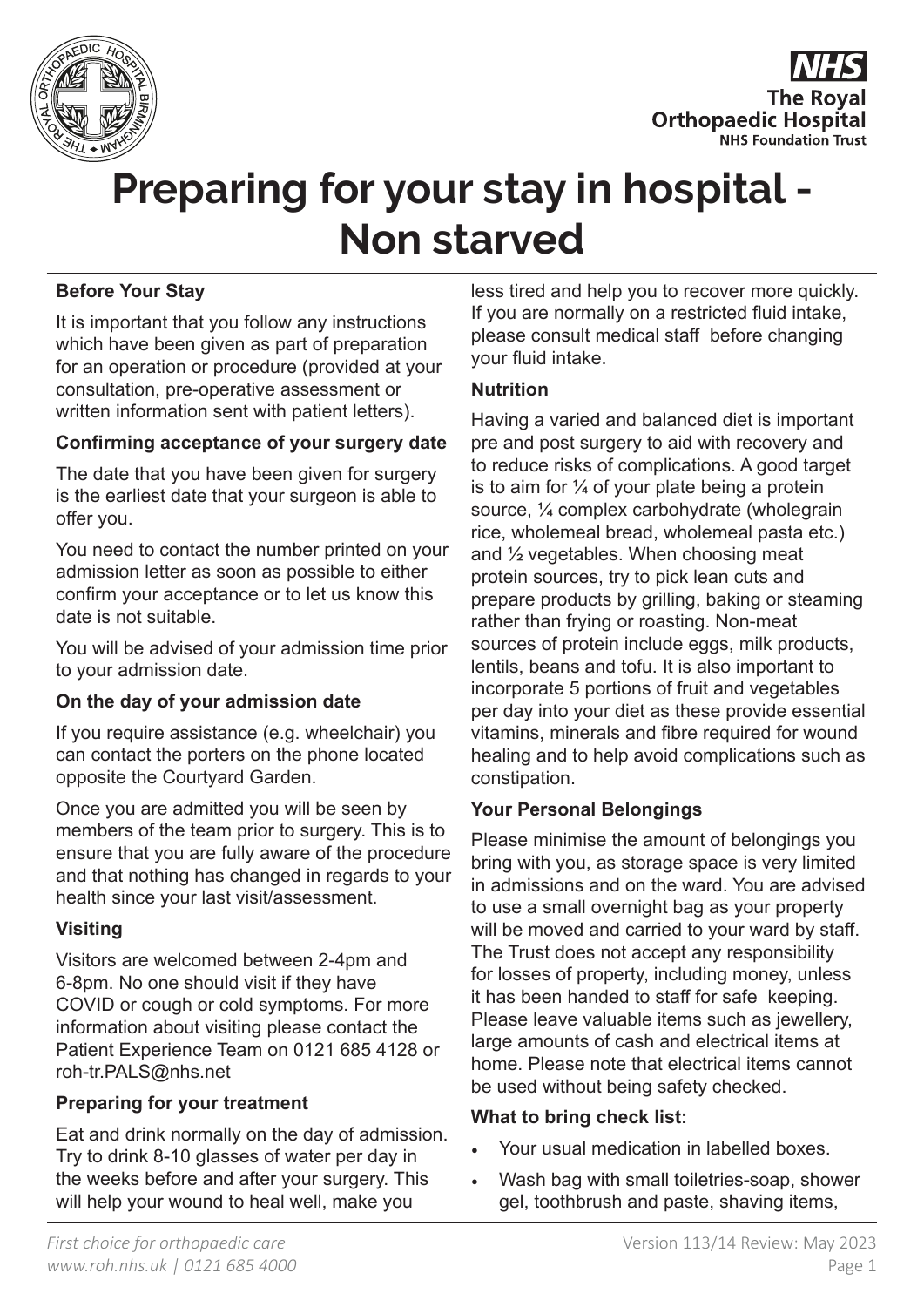# Preparing for your stay in hospital - Non starved

**Before Your Stay**

It is important that you follow any instructions which have been given as part of preparation for an operation or procedure (provided at your consultation, pre-operative assessment or written information sent with patient letters).

**Confirming acceptance of your surgery date**

The date that you have been given for surgery is the earliest date that your surgeon is able to offer you.

You need to contact the number printed on your admission letter as soon as possible to either confirm your acceptance or to let us know this date is not suitable.

You will be advised of your admission time prior to your admission date.

**On the day of your admission date**

If you require assistance (e.g. wheelchair) you can contact the porters on the phone located opposite the Courtyard Garden.

Once you are admitted you will be seen by members of the team prior to surgery. This is to ensure that you are fully aware of the procedure and that nothing has changed in regards to your health since your last visit/assessment.

**Visiting**

Visitors are welcomed between 2-4pm and 6-8pm. No one should visit if they have COVID or cough or cold symptoms. For more information about visiting please contact the Patient Experience Team on 0121 685 4128 or roh-tr.PALS@nhs.net

**Preparing for your treatment**

Eat and drink normally on the day of admission. Try to drink 8-10 glasses of water per day in the weeks before and after your surgery. This will help your wound to heal well, make you less tired and help you to recover more quickly. If you are normally on a restricted fluid intake, please consult medical staff before changing your fluid intake.

**Nutrition**

Having a varied and balanced diet is important pre and post surgery to aid with recovery and to reduce risks of complications. A good target is to aim for ¼ of your plate being a protein source, ¼ complex carbohydrate (wholegrain rice, wholemeal bread, wholemeal pasta etc.) and ½ vegetables. When choosing meat protein sources, try to pick lean cuts and prepare products by grilling, baking or steaming rather than frying or roasting. Non-meat sources of protein include eggs, milk products, lentils, beans and tofu. It is also important to incorporate 5 portions of fruit and vegetables per day into your diet as these provide essential vitamins, minerals and fibre required for wound healing and to help avoid complications such as constipation.

**Your Personal Belongings**

Please minimise the amount of belongings you bring with you, as storage space is very limited in admissions and on the ward. You are advised to use a small overnight bag as your property will be moved and carried to your ward by staff. The Trust does not accept any responsibility for losses of property, including money, unless it has been handed to staff for safe keeping. Please leave valuable items such as jewellery, large amounts of cash and electrical items at home. Please note that electrical items cannot be used without being safety checked.

**What to bring check list:**

- Your usual medication in labelled boxes.
- Wash bag with small toiletries-soap, shower gel, toothbrush and paste, shaving items,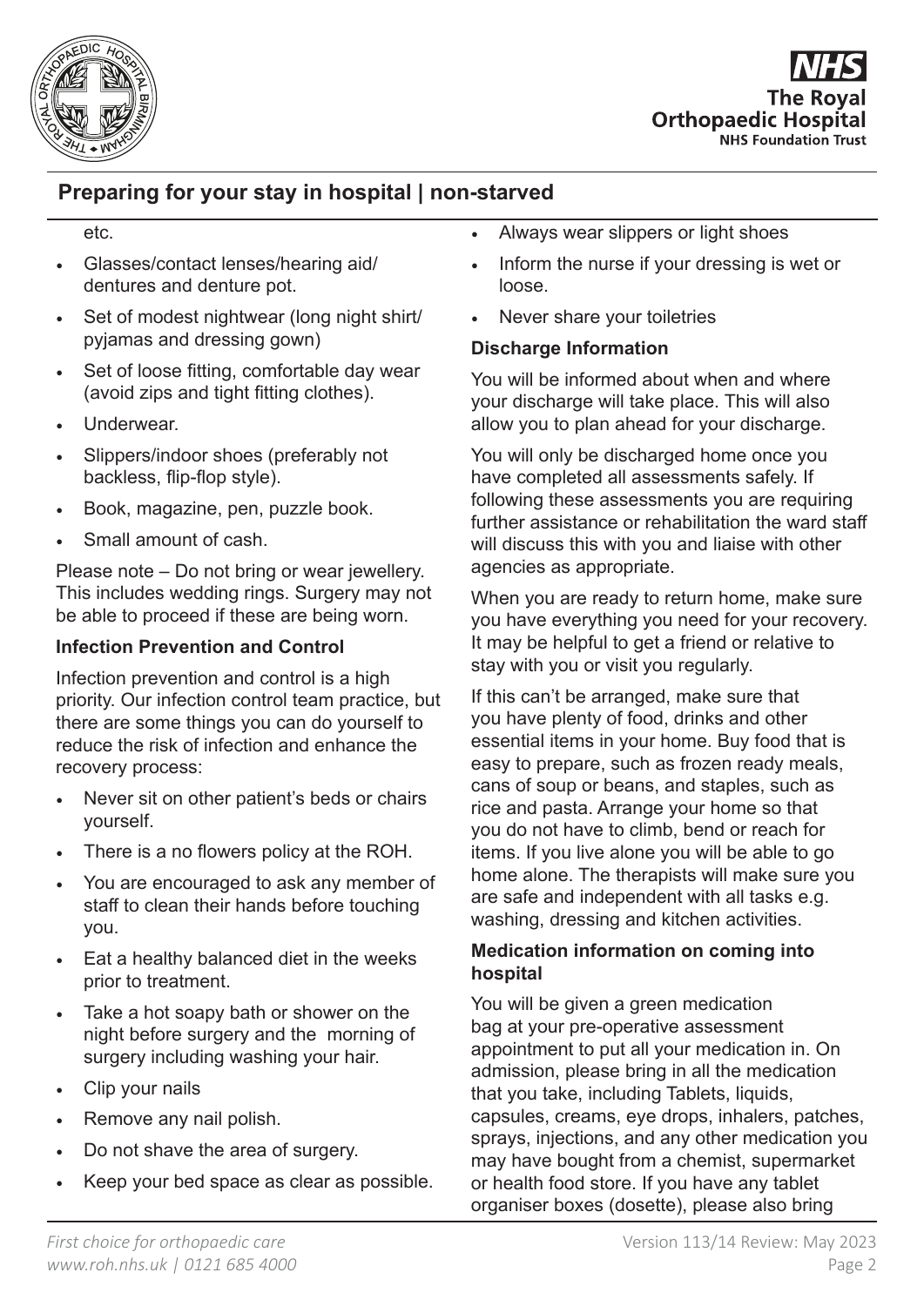etc.

- Glasses/contact lenses/hearing aid/ dentures and denture pot.
- Set of modest nightwear (long night shirt/ pyjamas and dressing gown)
- Set of loose fitting, comfortable day wear (avoid zips and tight fitting clothes).
- Underwear.
- Slippers/indoor shoes (preferably not backless, flip-flop style).
- Book, magazine, pen, puzzle book.
- Small amount of cash.

Please note – Do not bring or wear jewellery. This includes wedding rings. Surgery may not be able to proceed if these are being worn.

**Infection Prevention and Control**

Infection prevention and control is a high priority. Our infection control team practice, but there are some things you can do yourself to reduce the risk of infection and enhance the recovery process:

- Never sit on other patient's beds or chairs yourself.
- There is a no flowers policy at the ROH.
- You are encouraged to ask any member of staff to clean their hands before touching you.
- Eat a healthy balanced diet in the weeks prior to treatment.
- Take a hot soapy bath or shower on the night before surgery and the morning of surgery including washing your hair.
- Clip your nails
- Remove any nail polish.
- Do not shave the area of surgery.
- Keep your bed space as clear as possible.
- Always wear slippers or light shoes
- Inform the nurse if your dressing is wet or loose.
- Never share your toiletries

**Discharge Information**

You will be informed about when and where your discharge will take place. This will also allow you to plan ahead for your discharge.

You will only be discharged home once you have completed all assessments safely. If following these assessments you are requiring further assistance or rehabilitation the ward staff will discuss this with you and liaise with other agencies as appropriate.

When you are ready to return home, make sure you have everything you need for your recovery. It may be helpful to get a friend or relative to stay with you or visit you regularly.

If this can't be arranged, make sure that you have plenty of food, drinks and other essential items in your home. Buy food that is easy to prepare, such as frozen ready meals, cans of soup or beans, and staples, such as rice and pasta. Arrange your home so that you do not have to climb, bend or reach for items. If you live alone you will be able to go home alone. The therapists will make sure you are safe and independent with all tasks e.g. washing, dressing and kitchen activities.

**Medication information on coming into hospital**

You will be given a green medication bag at your pre-operative assessment appointment to put all your medication in. On admission, please bring in all the medication that you take, including Tablets, liquids, capsules, creams, eye drops, inhalers, patches, sprays, injections, and any other medication you may have bought from a chemist, supermarket or health food store. If you have any tablet organiser boxes (dosette), please also bring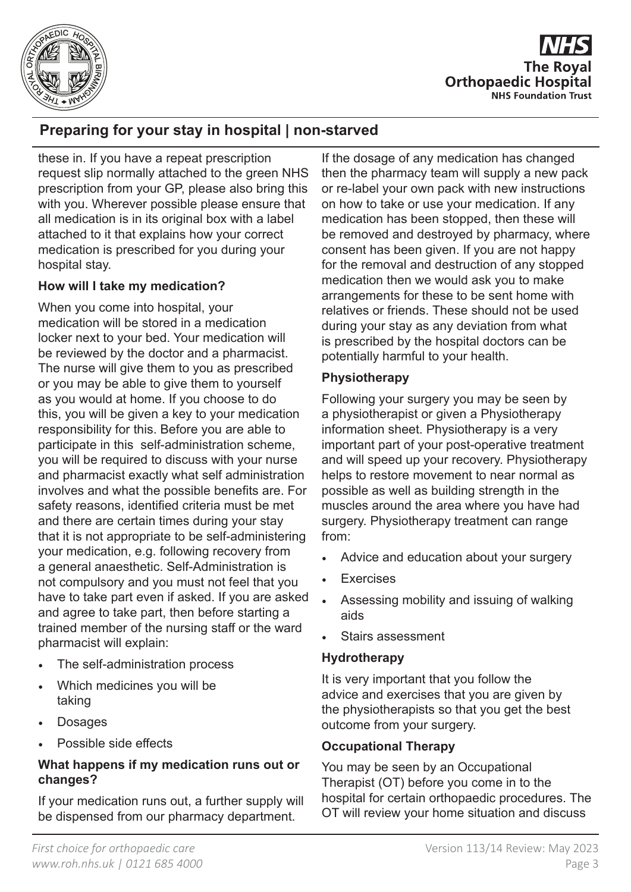these in. If you have a repeat prescription request slip normally attached to the green NHS prescription from your GP, please also bring this with you. Wherever possible please ensure that all medication is in its original box with a label attached to it that explains how your correct medication is prescribed for you during your hospital stay.

**How will I take my medication?**

When you come into hospital, your medication will be stored in a medication locker next to your bed. Your medication will be reviewed by the doctor and a pharmacist. The nurse will give them to you as prescribed or you may be able to give them to yourself as you would at home. If you choose to do this, you will be given a key to your medication responsibility for this. Before you are able to participate in this self-administration scheme, you will be required to discuss with your nurse and pharmacist exactly what self administration involves and what the possible benefits are. For safety reasons, identified criteria must be met and there are certain times during your stay that it is not appropriate to be self-administering your medication, e.g. following recovery from a general anaesthetic. Self-Administration is not compulsory and you must not feel that you have to take part even if asked. If you are asked and agree to take part, then before starting a trained member of the nursing staff or the ward pharmacist will explain:

- The self-administration process
- Which medicines you will be taking
- Dosages
- Possible side effects

**What happens if my medication runs out or changes?**

If your medication runs out, a further supply will be dispensed from our pharmacy department. If the dosage of any medication has changed then the pharmacy team will supply a new pack or re-label your own pack with new instructions on how to take or use your medication. If any medication has been stopped, then these will be removed and destroyed by pharmacy, where consent has been given. If you are not happy for the removal and destruction of any stopped medication then we would ask you to make arrangements for these to be sent home with relatives or friends. These should not be used during your stay as any deviation from what is prescribed by the hospital doctors can be potentially harmful to your health.

**Physiotherapy**

Following your surgery you may be seen by a physiotherapist or given a Physiotherapy information sheet. Physiotherapy is a very important part of your post-operative treatment and will speed up your recovery. Physiotherapy helps to restore movement to near normal as possible as well as building strength in the muscles around the area where you have had surgery. Physiotherapy treatment can range from:

- Advice and education about your surgery
- Exercises
- Assessing mobility and issuing of walking aids
- Stairs assessment

**Hydrotherapy**

It is very important that you follow the advice and exercises that you are given by the physiotherapists so that you get the best outcome from your surgery.

**Occupational Therapy**

You may be seen by an Occupational Therapist (OT) before you come in to the hospital for certain orthopaedic procedures. The OT will review your home situation and discuss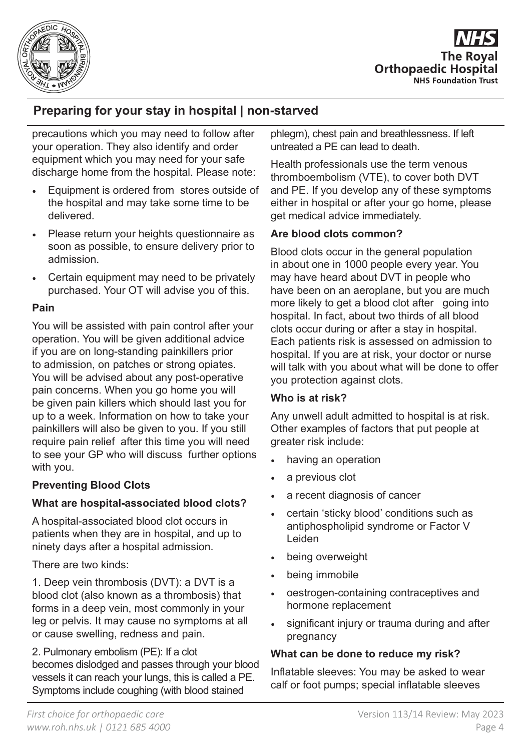precautions which you may need to follow after your operation. They also identify and order equipment which you may need for your safe discharge home from the hospital. Please note:

- Equipment is ordered from stores outside of the hospital and may take some time to be delivered.
- Please return your heights questionnaire as soon as possible, to ensure delivery prior to admission.
- Certain equipment may need to be privately purchased. Your OT will advise you of this.

**Pain**

You will be assisted with pain control after your operation. You will be given additional advice if you are on long-standing painkillers prior to admission, on patches or strong opiates. You will be advised about any post-operative pain concerns. When you go home you will be given pain killers which should last you for up to a week. Information on how to take your painkillers will also be given to you. If you still require pain relief after this time you will need to see your GP who will discuss further options with you.

**Preventing Blood Clots**

**What are hospital-associated blood clots?**

A hospital-associated blood clot occurs in patients when they are in hospital, and up to ninety days after a hospital admission.

There are two kinds:

1. Deep vein thrombosis (DVT): a DVT is a blood clot (also known as a thrombosis) that forms in a deep vein, most commonly in your leg or pelvis. It may cause no symptoms at all or cause swelling, redness and pain.

2. Pulmonary embolism (PE): If a clot becomes dislodged and passes through your blood vessels it can reach your lungs, this is called a PE. Symptoms include coughing (with blood stained phlegm), chest pain and breathlessness. If left untreated a PE can lead to death.

Health professionals use the term venous thromboembolism (VTE), to cover both DVT and PE. If you develop any of these symptoms either in hospital or after your go home, please get medical advice immediately.

**Are blood clots common?**

Blood clots occur in the general population in about one in 1000 people every year. You may have heard about DVT in people who have been on an aeroplane, but you are much more likely to get a blood clot after going into hospital. In fact, about two thirds of all blood clots occur during or after a stay in hospital. Each patients risk is assessed on admission to hospital. If you are at risk, your doctor or nurse will talk with you about what will be done to offer you protection against clots.

**Who is at risk?**

Any unwell adult admitted to hospital is at risk. Other examples of factors that put people at greater risk include:

- having an operation
- a previous clot
- a recent diagnosis of cancer
- certain 'sticky blood' conditions such as antiphospholipid syndrome or Factor V Leiden
- being overweight
- being immobile
- oestrogen-containing contraceptives and hormone replacement
- significant injury or trauma during and after pregnancy

**What can be done to reduce my risk?**

Inflatable sleeves: You may be asked to wear calf or foot pumps; special inflatable sleeves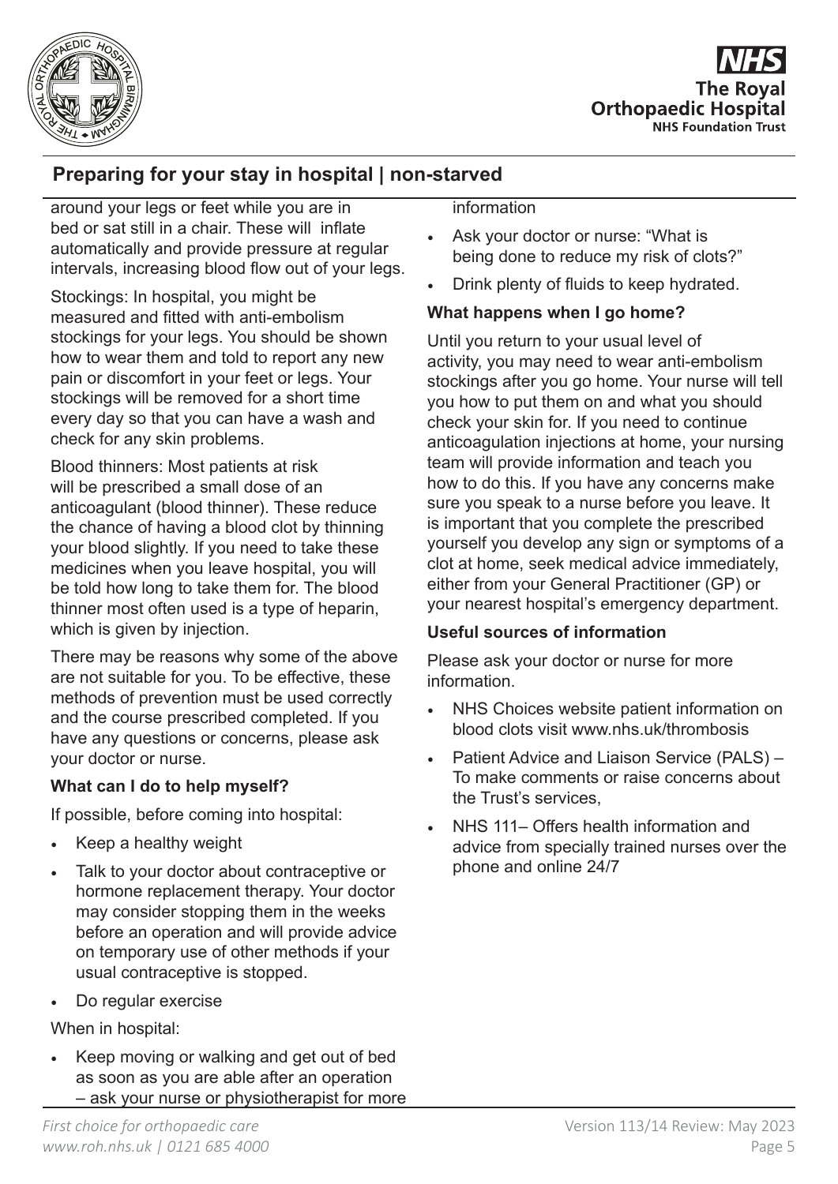## Preparing for your stay in hospital | non-starved

around your legs or feet while you are in bed or sat still in a chair. These will inflate automatically and provide pressure at regular intervals, increasing blood flow out of your legs.

Stockings: In hospital, you might be measured and fitted with anti-embolism stockings for your legs. You should be shown how to wear them and told to report any new pain or discomfort in your feet or legs. Your stockings will be removed for a short time every day so that you can have a wash and check for any skin problems.

Blood thinners: Most patients at risk will be prescribed a small dose of an anticoagulant (blood thinner). These reduce the chance of having a blood clot by thinning your blood slightly. If you need to take these medicines when you leave hospital, you will be told how long to take them for. The blood thinner most often used is a type of heparin, which is given by injection.

There may be reasons why some of the above are not suitable for you. To be effective, these methods of prevention must be used correctly and the course prescribed completed. If you have any questions or concerns, please ask your doctor or nurse.

**What can I do to help myself?**

If possible, before coming into hospital:

- Keep a healthy weight
- Talk to your doctor about contraceptive or hormone replacement therapy. Your doctor may consider stopping them in the weeks before an operation and will provide advice on temporary use of other methods if your usual contraceptive is stopped.
- Do regular exercise

When in hospital:

- Keep moving or walking and get out of bed as soon as you are able after an operation – ask your nurse or physiotherapist for more information
- Ask your doctor or nurse: "What is being done to reduce my risk of clots?"
- Drink plenty of fluids to keep hydrated.

**What happens when I go home?**

Until you return to your usual level of activity, you may need to wear anti-embolism stockings after you go home. Your nurse will tell you how to put them on and what you should check your skin for. If you need to continue anticoagulation injections at home, your nursing team will provide information and teach you how to do this. If you have any concerns make sure you speak to a nurse before you leave. It is important that you complete the prescribed yourself you develop any sign or symptoms of a clot at home, seek medical advice immediately, either from your General Practitioner (GP) or your nearest hospital's emergency department.

**Useful sources of information**

Please ask your doctor or nurse for more information.

- NHS Choices website patient information on blood clots visit www.nhs.uk/thrombosis
- Patient Advice and Liaison Service (PALS) – To make comments or raise concerns about the Trust's services,
- NHS 111– Offers health information and advice from specially trained nurses over the phone and online 24/7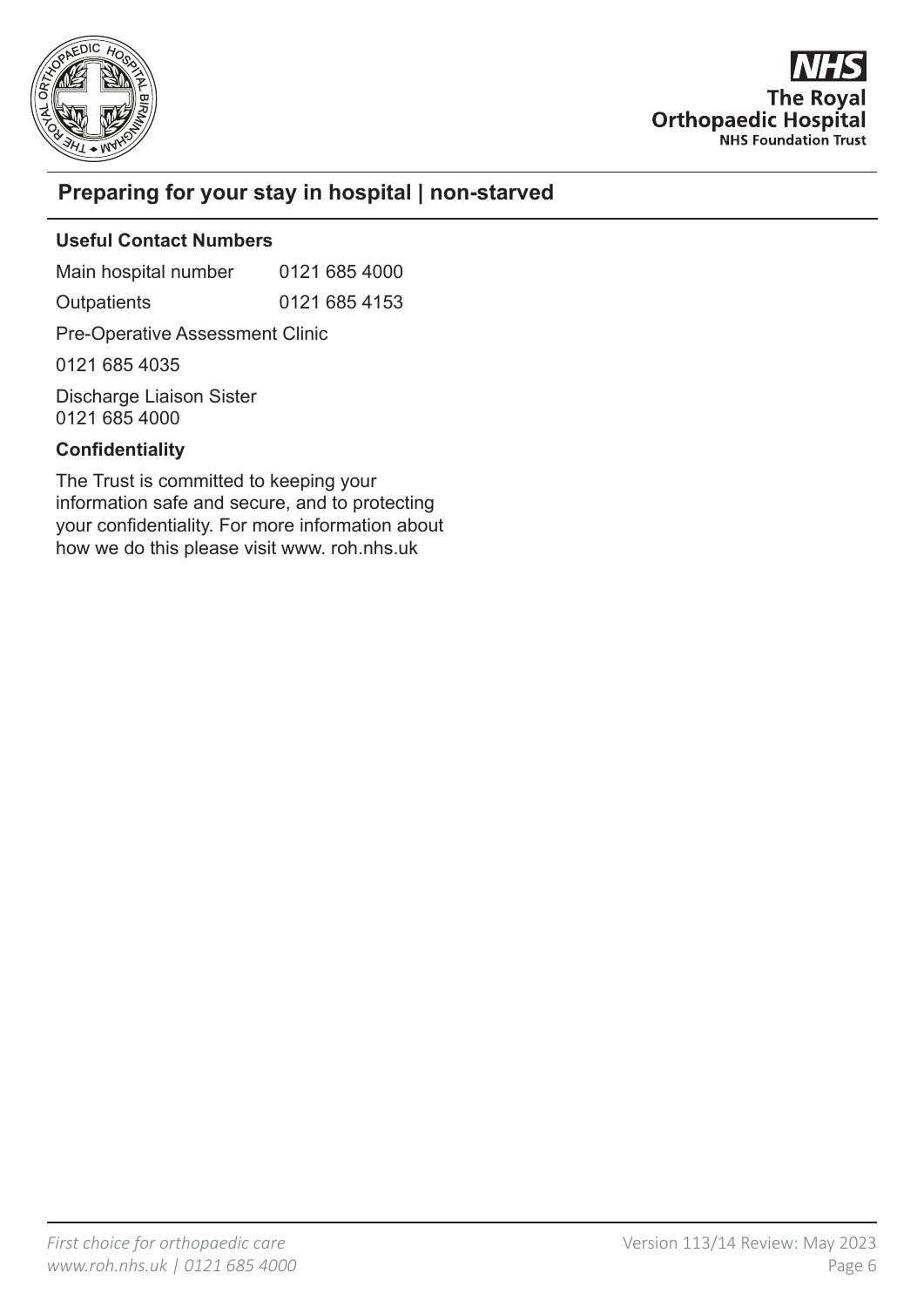## Preparing for your stay in hospital | non-starved

### Useful Contact Numbers

| | |
|---|---|
| Main hospital number | 0121 685 4000 |
| Outpatients | 0121 685 4153 |

Pre-Operative Assessment Clinic

0121 685 4035

Discharge Liaison Sister
0121 685 4000

### Confidentiality

The Trust is committed to keeping your information safe and secure, and to protecting your confidentiality. For more information about how we do this please visit www. roh.nhs.uk